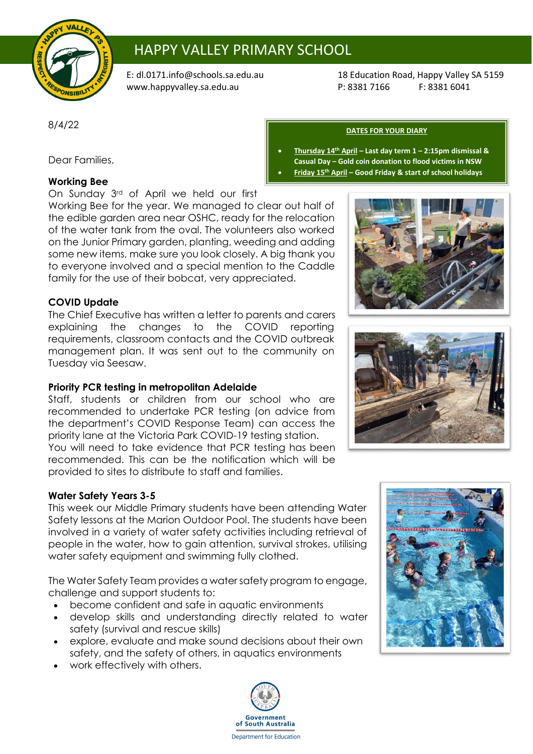# HAPPY VALLEY PRIMARY SCHOOL

E: dl.0171.info@schools.sa.edu.au
www.happyvalley.sa.edu.au

18 Education Road, Happy Valley SA 5159
P: 8381 7166 F: 8381 6041

8/4/22

**DATES FOR YOUR DIARY**

- **Thursday 14th April – Last day term 1 – 2:15pm dismissal & Casual Day – Gold coin donation to flood victims in NSW**
- **Friday 15th April – Good Friday & start of school holidays**

Dear Families,

## Working Bee

On Sunday 3rd of April we held our first Working Bee for the year. We managed to clear out half of the edible garden area near OSHC, ready for the relocation of the water tank from the oval. The volunteers also worked on the Junior Primary garden, planting, weeding and adding some new items, make sure you look closely. A big thank you to everyone involved and a special mention to the Caddle family for the use of their bobcat, very appreciated.

## COVID Update

The Chief Executive has written a letter to parents and carers explaining the changes to the COVID reporting requirements, classroom contacts and the COVID outbreak management plan. It was sent out to the community on Tuesday via Seesaw.

## Priority PCR testing in metropolitan Adelaide

Staff, students or children from our school who are recommended to undertake PCR testing (on advice from the department's COVID Response Team) can access the priority lane at the Victoria Park COVID-19 testing station.
You will need to take evidence that PCR testing has been recommended. This can be the notification which will be provided to sites to distribute to staff and families.

## Water Safety Years 3-5

This week our Middle Primary students have been attending Water Safety lessons at the Marion Outdoor Pool. The students have been involved in a variety of water safety activities including retrieval of people in the water, how to gain attention, survival strokes, utilising water safety equipment and swimming fully clothed.

The Water Safety Team provides a water safety program to engage, challenge and support students to:

- become confident and safe in aquatic environments
- develop skills and understanding directly related to water safety (survival and rescue skills)
- explore, evaluate and make sound decisions about their own safety, and the safety of others, in aquatics environments
- work effectively with others.

Government of South Australia
Department for Education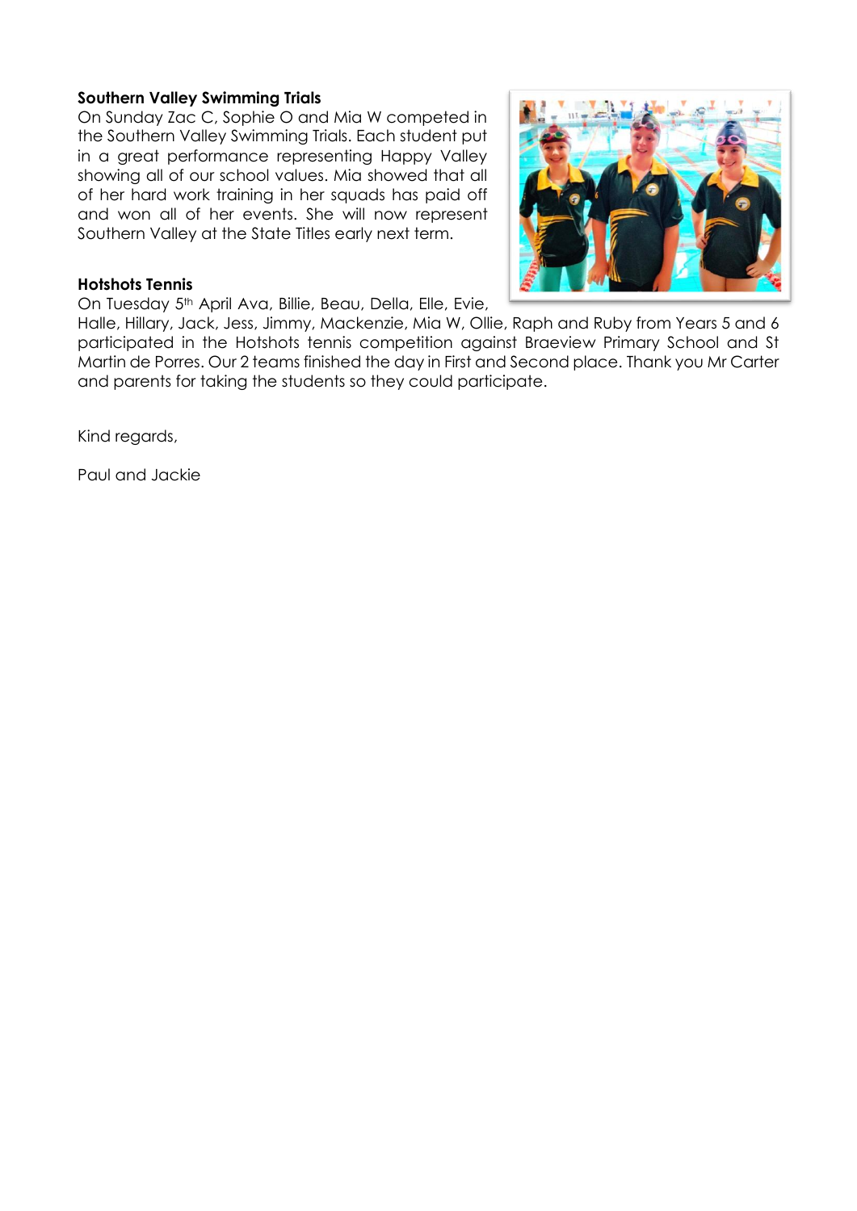**Southern Valley Swimming Trials**

On Sunday Zac C, Sophie O and Mia W competed in the Southern Valley Swimming Trials. Each student put in a great performance representing Happy Valley showing all of our school values. Mia showed that all of her hard work training in her squads has paid off and won all of her events. She will now represent Southern Valley at the State Titles early next term.

**Hotshots Tennis**

On Tuesday 5th April Ava, Billie, Beau, Della, Elle, Evie, Halle, Hillary, Jack, Jess, Jimmy, Mackenzie, Mia W, Ollie, Raph and Ruby from Years 5 and 6 participated in the Hotshots tennis competition against Braeview Primary School and St Martin de Porres. Our 2 teams finished the day in First and Second place. Thank you Mr Carter and parents for taking the students so they could participate.

Kind regards,

Paul and Jackie